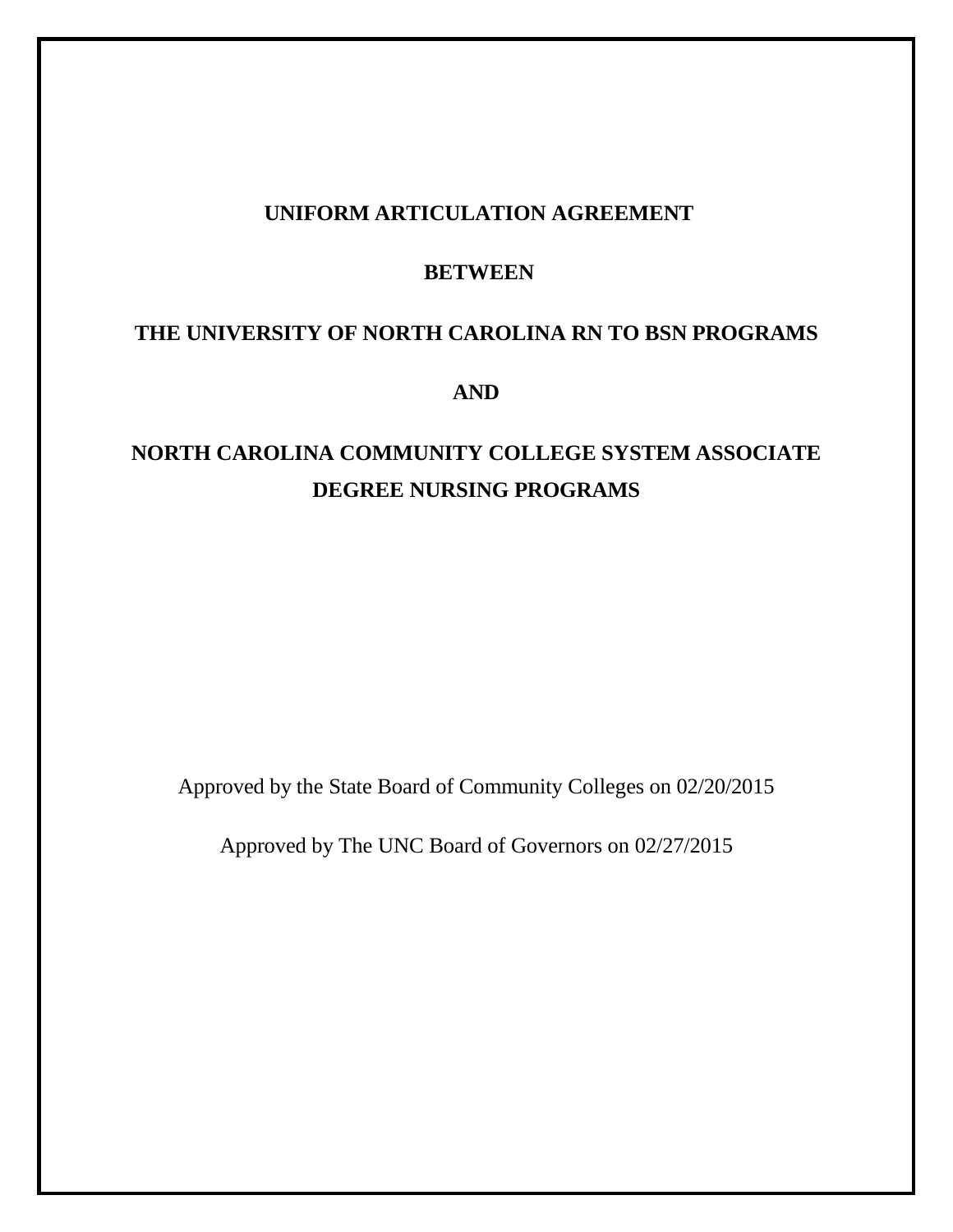# UNIFORM ARTICULATION AGREEMENT

## BETWEEN

## THE UNIVERSITY OF NORTH CAROLINA RN TO BSN PROGRAMS

## AND

## NORTH CAROLINA COMMUNITY COLLEGE SYSTEM ASSOCIATE DEGREE NURSING PROGRAMS

Approved by the State Board of Community Colleges on 02/20/2015

Approved by The UNC Board of Governors on 02/27/2015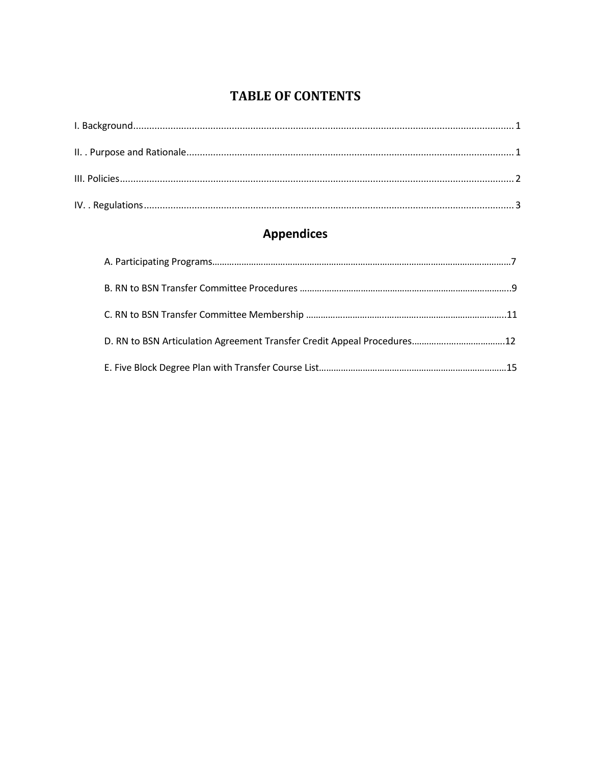# TABLE OF CONTENTS

I. Background........................................................................................................................................ 1

II. . Purpose and Rationale...................................................................................................................... 1

III. Policies.............................................................................................................................................. 2

IV. . Regulations...................................................................................................................................... 3

## Appendices

A. Participating Programs.........................................................................................................................7

B. RN to BSN Transfer Committee Procedures ..........................................................................................9

C. RN to BSN Transfer Committee Membership .......................................................................................11

D. RN to BSN Articulation Agreement Transfer Credit Appeal Procedures.................................12

E. Five Block Degree Plan with Transfer Course List..................................................................................15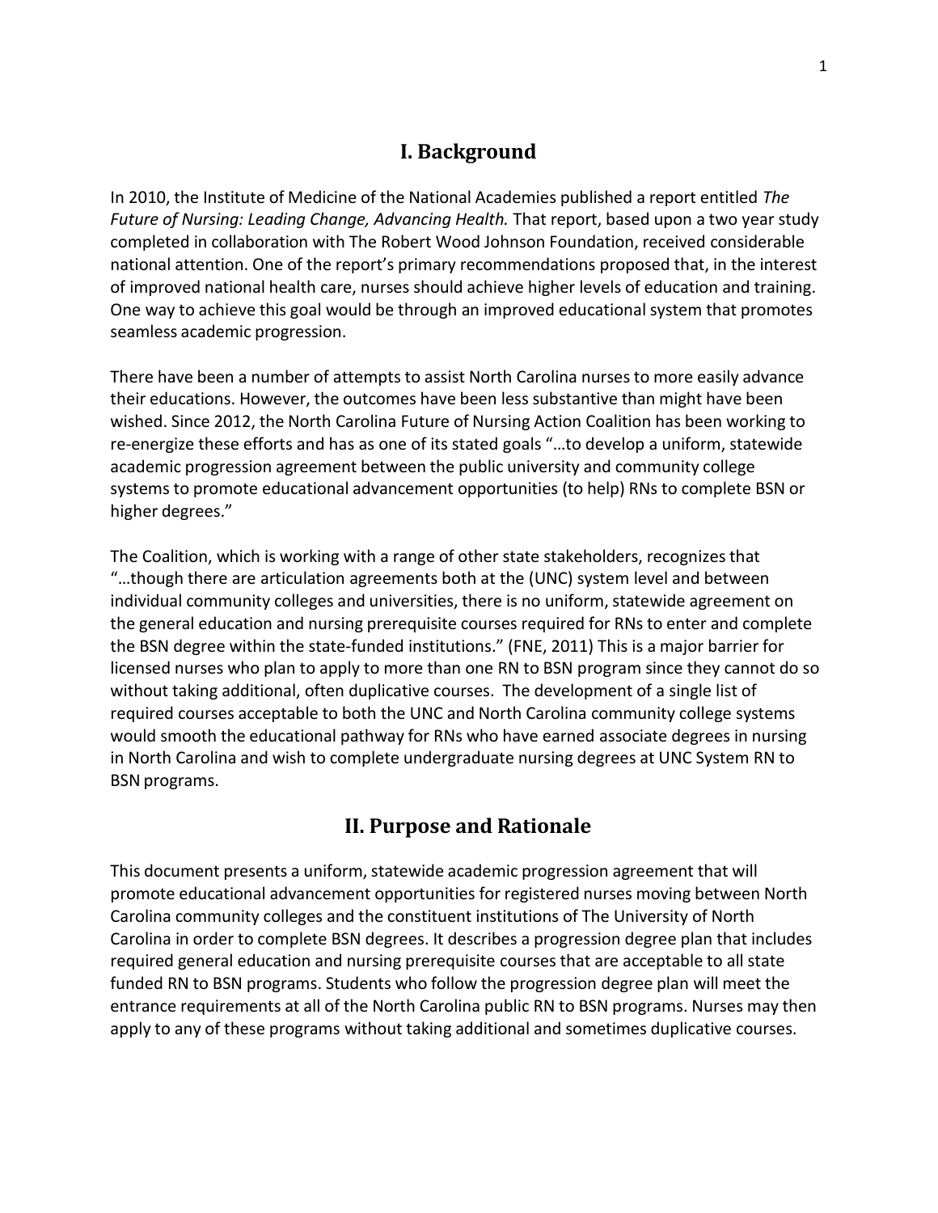# I. Background

In 2010, the Institute of Medicine of the National Academies published a report entitled *The Future of Nursing: Leading Change, Advancing Health.* That report, based upon a two year study completed in collaboration with The Robert Wood Johnson Foundation, received considerable national attention. One of the report's primary recommendations proposed that, in the interest of improved national health care, nurses should achieve higher levels of education and training. One way to achieve this goal would be through an improved educational system that promotes seamless academic progression.

There have been a number of attempts to assist North Carolina nurses to more easily advance their educations. However, the outcomes have been less substantive than might have been wished. Since 2012, the North Carolina Future of Nursing Action Coalition has been working to re-energize these efforts and has as one of its stated goals "…to develop a uniform, statewide academic progression agreement between the public university and community college systems to promote educational advancement opportunities (to help) RNs to complete BSN or higher degrees."

The Coalition, which is working with a range of other state stakeholders, recognizes that "…though there are articulation agreements both at the (UNC) system level and between individual community colleges and universities, there is no uniform, statewide agreement on the general education and nursing prerequisite courses required for RNs to enter and complete the BSN degree within the state-funded institutions." (FNE, 2011) This is a major barrier for licensed nurses who plan to apply to more than one RN to BSN program since they cannot do so without taking additional, often duplicative courses. The development of a single list of required courses acceptable to both the UNC and North Carolina community college systems would smooth the educational pathway for RNs who have earned associate degrees in nursing in North Carolina and wish to complete undergraduate nursing degrees at UNC System RN to BSN programs.

# II. Purpose and Rationale

This document presents a uniform, statewide academic progression agreement that will promote educational advancement opportunities for registered nurses moving between North Carolina community colleges and the constituent institutions of The University of North Carolina in order to complete BSN degrees. It describes a progression degree plan that includes required general education and nursing prerequisite courses that are acceptable to all state funded RN to BSN programs. Students who follow the progression degree plan will meet the entrance requirements at all of the North Carolina public RN to BSN programs. Nurses may then apply to any of these programs without taking additional and sometimes duplicative courses.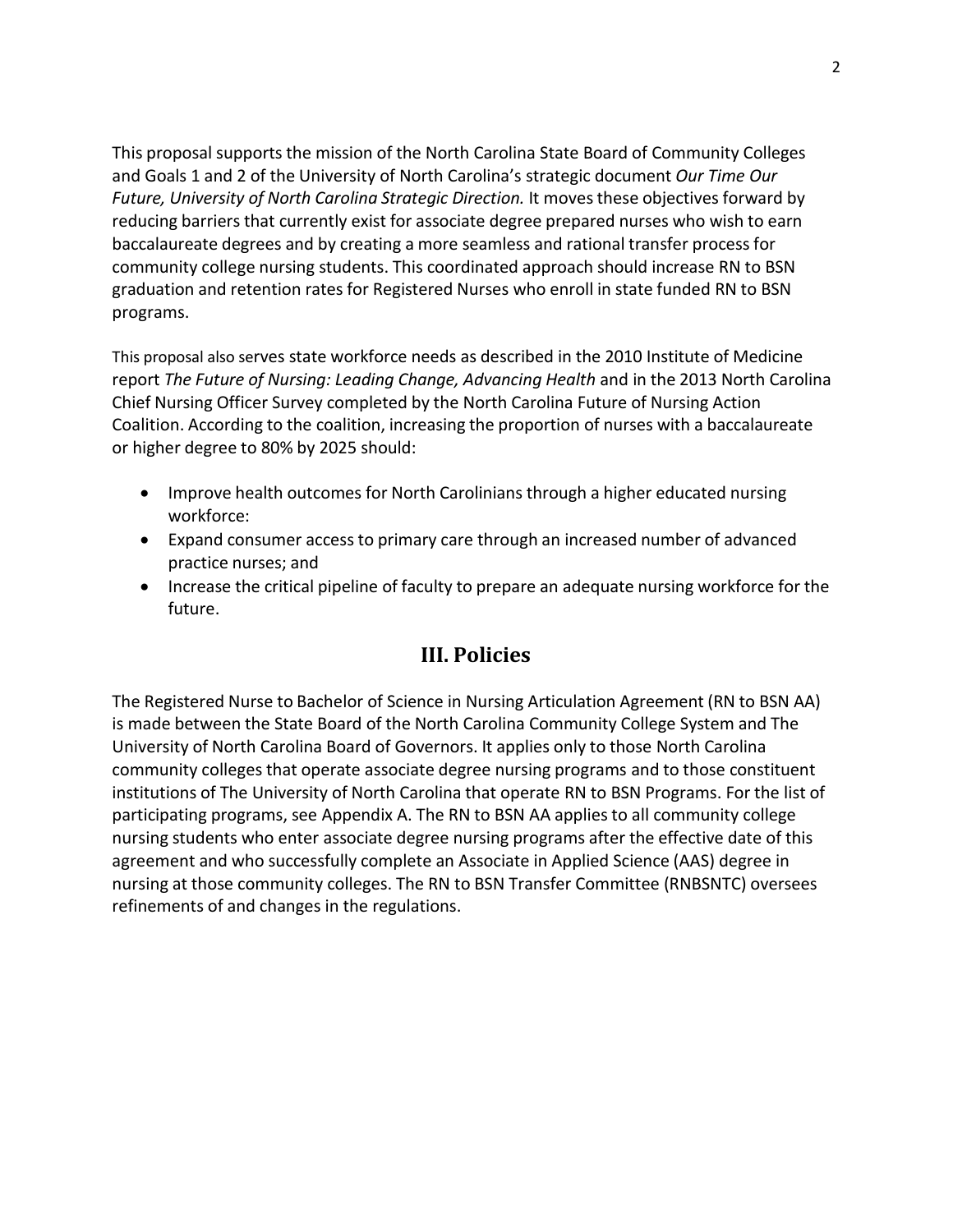This proposal supports the mission of the North Carolina State Board of Community Colleges and Goals 1 and 2 of the University of North Carolina's strategic document *Our Time Our Future, University of North Carolina Strategic Direction.* It moves these objectives forward by reducing barriers that currently exist for associate degree prepared nurses who wish to earn baccalaureate degrees and by creating a more seamless and rational transfer process for community college nursing students. This coordinated approach should increase RN to BSN graduation and retention rates for Registered Nurses who enroll in state funded RN to BSN programs.

This proposal also serves state workforce needs as described in the 2010 Institute of Medicine report *The Future of Nursing: Leading Change, Advancing Health* and in the 2013 North Carolina Chief Nursing Officer Survey completed by the North Carolina Future of Nursing Action Coalition. According to the coalition, increasing the proportion of nurses with a baccalaureate or higher degree to 80% by 2025 should:

- Improve health outcomes for North Carolinians through a higher educated nursing workforce:
- Expand consumer access to primary care through an increased number of advanced practice nurses; and
- Increase the critical pipeline of faculty to prepare an adequate nursing workforce for the future.

## III. Policies

The Registered Nurse to Bachelor of Science in Nursing Articulation Agreement (RN to BSN AA) is made between the State Board of the North Carolina Community College System and The University of North Carolina Board of Governors. It applies only to those North Carolina community colleges that operate associate degree nursing programs and to those constituent institutions of The University of North Carolina that operate RN to BSN Programs. For the list of participating programs, see Appendix A. The RN to BSN AA applies to all community college nursing students who enter associate degree nursing programs after the effective date of this agreement and who successfully complete an Associate in Applied Science (AAS) degree in nursing at those community colleges. The RN to BSN Transfer Committee (RNBSNTC) oversees refinements of and changes in the regulations.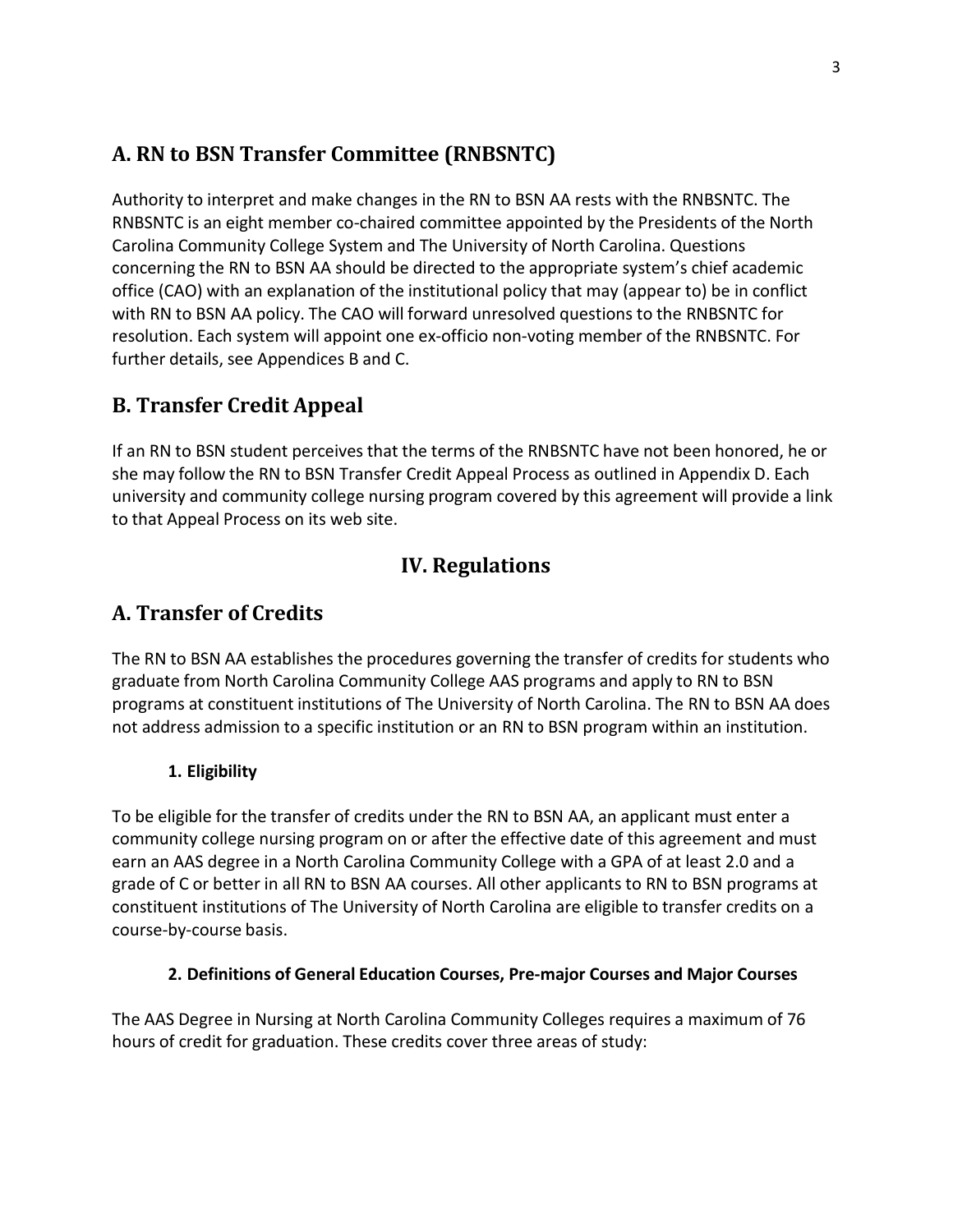## A. RN to BSN Transfer Committee (RNBSNTC)

Authority to interpret and make changes in the RN to BSN AA rests with the RNBSNTC. The RNBSNTC is an eight member co-chaired committee appointed by the Presidents of the North Carolina Community College System and The University of North Carolina. Questions concerning the RN to BSN AA should be directed to the appropriate system's chief academic office (CAO) with an explanation of the institutional policy that may (appear to) be in conflict with RN to BSN AA policy. The CAO will forward unresolved questions to the RNBSNTC for resolution. Each system will appoint one ex-officio non-voting member of the RNBSNTC. For further details, see Appendices B and C.

## B. Transfer Credit Appeal

If an RN to BSN student perceives that the terms of the RNBSNTC have not been honored, he or she may follow the RN to BSN Transfer Credit Appeal Process as outlined in Appendix D. Each university and community college nursing program covered by this agreement will provide a link to that Appeal Process on its web site.

# IV. Regulations

## A. Transfer of Credits

The RN to BSN AA establishes the procedures governing the transfer of credits for students who graduate from North Carolina Community College AAS programs and apply to RN to BSN programs at constituent institutions of The University of North Carolina. The RN to BSN AA does not address admission to a specific institution or an RN to BSN program within an institution.

### 1. Eligibility

To be eligible for the transfer of credits under the RN to BSN AA, an applicant must enter a community college nursing program on or after the effective date of this agreement and must earn an AAS degree in a North Carolina Community College with a GPA of at least 2.0 and a grade of C or better in all RN to BSN AA courses. All other applicants to RN to BSN programs at constituent institutions of The University of North Carolina are eligible to transfer credits on a course-by-course basis.

### 2. Definitions of General Education Courses, Pre-major Courses and Major Courses

The AAS Degree in Nursing at North Carolina Community Colleges requires a maximum of 76 hours of credit for graduation. These credits cover three areas of study: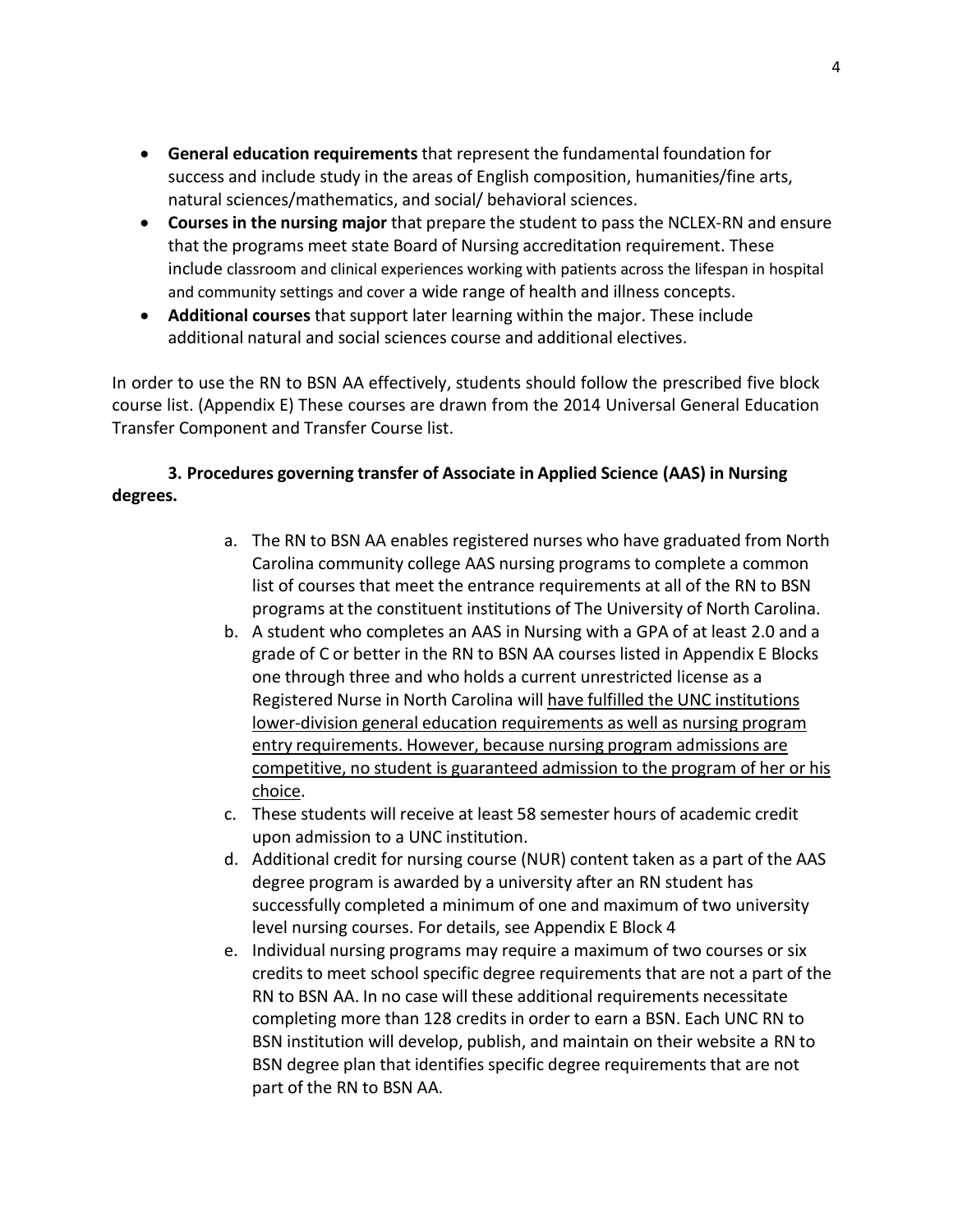- **General education requirements** that represent the fundamental foundation for success and include study in the areas of English composition, humanities/fine arts, natural sciences/mathematics, and social/ behavioral sciences.
- **Courses in the nursing major** that prepare the student to pass the NCLEX-RN and ensure that the programs meet state Board of Nursing accreditation requirement. These include classroom and clinical experiences working with patients across the lifespan in hospital and community settings and cover a wide range of health and illness concepts.
- **Additional courses** that support later learning within the major. These include additional natural and social sciences course and additional electives.

In order to use the RN to BSN AA effectively, students should follow the prescribed five block course list. (Appendix E) These courses are drawn from the 2014 Universal General Education Transfer Component and Transfer Course list.

**3. Procedures governing transfer of Associate in Applied Science (AAS) in Nursing degrees.**

a. The RN to BSN AA enables registered nurses who have graduated from North Carolina community college AAS nursing programs to complete a common list of courses that meet the entrance requirements at all of the RN to BSN programs at the constituent institutions of The University of North Carolina.

b. A student who completes an AAS in Nursing with a GPA of at least 2.0 and a grade of C or better in the RN to BSN AA courses listed in Appendix E Blocks one through three and who holds a current unrestricted license as a Registered Nurse in North Carolina will <u>have fulfilled the UNC institutions lower-division general education requirements as well as nursing program entry requirements. However, because nursing program admissions are competitive, no student is guaranteed admission to the program of her or his choice</u>.

c. These students will receive at least 58 semester hours of academic credit upon admission to a UNC institution.

d. Additional credit for nursing course (NUR) content taken as a part of the AAS degree program is awarded by a university after an RN student has successfully completed a minimum of one and maximum of two university level nursing courses. For details, see Appendix E Block 4

e. Individual nursing programs may require a maximum of two courses or six credits to meet school specific degree requirements that are not a part of the RN to BSN AA. In no case will these additional requirements necessitate completing more than 128 credits in order to earn a BSN. Each UNC RN to BSN institution will develop, publish, and maintain on their website a RN to BSN degree plan that identifies specific degree requirements that are not part of the RN to BSN AA.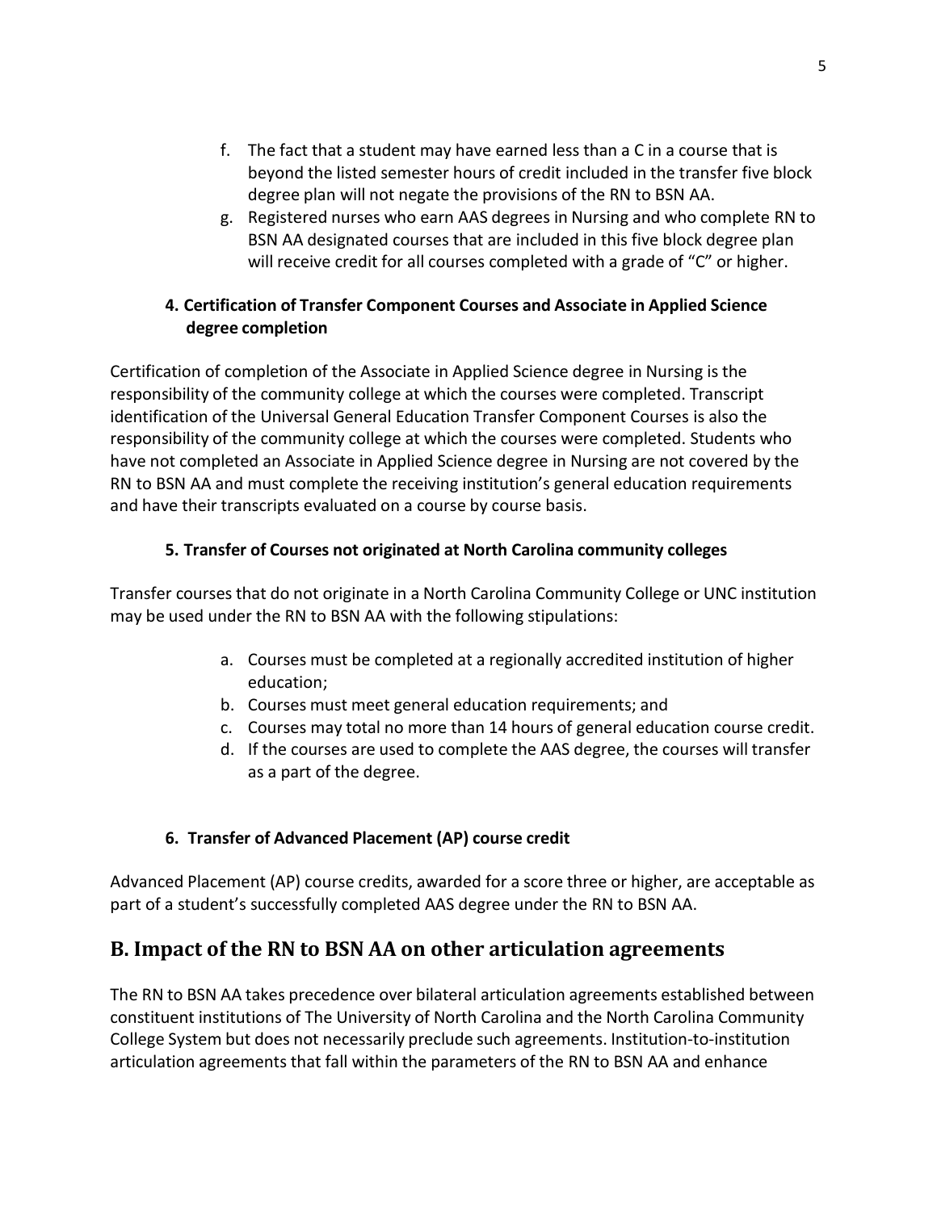f. The fact that a student may have earned less than a C in a course that is beyond the listed semester hours of credit included in the transfer five block degree plan will not negate the provisions of the RN to BSN AA.
g. Registered nurses who earn AAS degrees in Nursing and who complete RN to BSN AA designated courses that are included in this five block degree plan will receive credit for all courses completed with a grade of "C" or higher.

### 4. Certification of Transfer Component Courses and Associate in Applied Science degree completion

Certification of completion of the Associate in Applied Science degree in Nursing is the responsibility of the community college at which the courses were completed. Transcript identification of the Universal General Education Transfer Component Courses is also the responsibility of the community college at which the courses were completed. Students who have not completed an Associate in Applied Science degree in Nursing are not covered by the RN to BSN AA and must complete the receiving institution's general education requirements and have their transcripts evaluated on a course by course basis.

### 5. Transfer of Courses not originated at North Carolina community colleges

Transfer courses that do not originate in a North Carolina Community College or UNC institution may be used under the RN to BSN AA with the following stipulations:

a. Courses must be completed at a regionally accredited institution of higher education;
b. Courses must meet general education requirements; and
c. Courses may total no more than 14 hours of general education course credit.
d. If the courses are used to complete the AAS degree, the courses will transfer as a part of the degree.

### 6. Transfer of Advanced Placement (AP) course credit

Advanced Placement (AP) course credits, awarded for a score three or higher, are acceptable as part of a student's successfully completed AAS degree under the RN to BSN AA.

## B. Impact of the RN to BSN AA on other articulation agreements

The RN to BSN AA takes precedence over bilateral articulation agreements established between constituent institutions of The University of North Carolina and the North Carolina Community College System but does not necessarily preclude such agreements. Institution-to-institution articulation agreements that fall within the parameters of the RN to BSN AA and enhance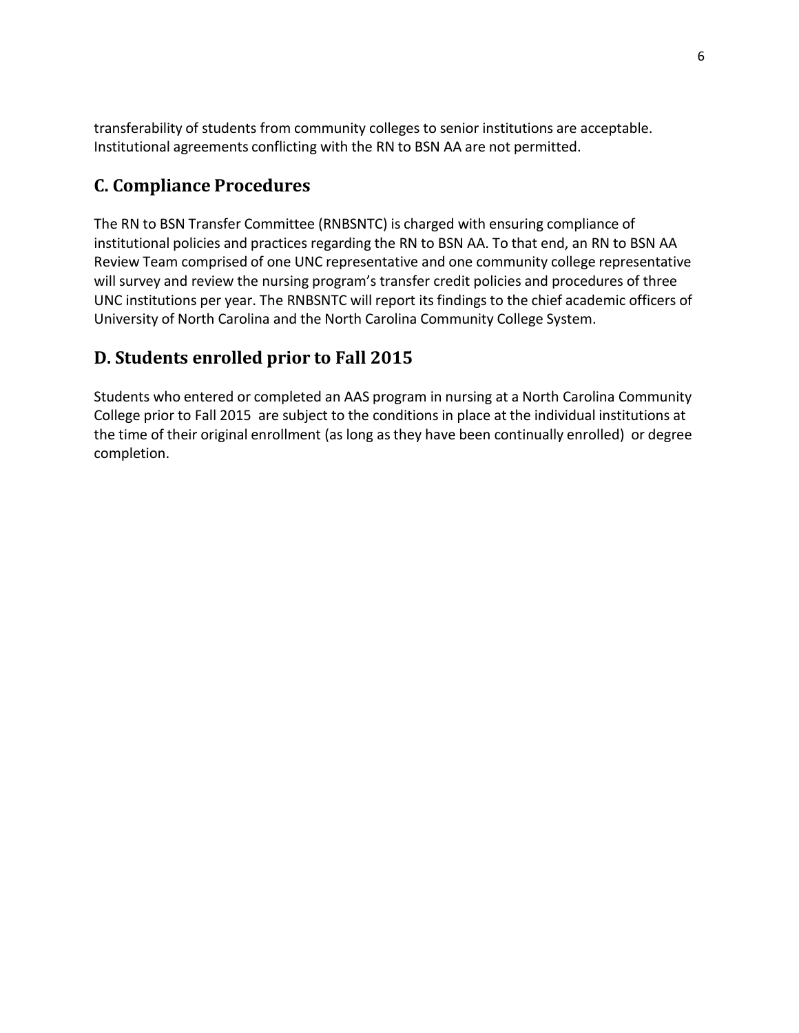transferability of students from community colleges to senior institutions are acceptable. Institutional agreements conflicting with the RN to BSN AA are not permitted.

## C. Compliance Procedures

The RN to BSN Transfer Committee (RNBSNTC) is charged with ensuring compliance of institutional policies and practices regarding the RN to BSN AA. To that end, an RN to BSN AA Review Team comprised of one UNC representative and one community college representative will survey and review the nursing program's transfer credit policies and procedures of three UNC institutions per year. The RNBSNTC will report its findings to the chief academic officers of University of North Carolina and the North Carolina Community College System.

## D. Students enrolled prior to Fall 2015

Students who entered or completed an AAS program in nursing at a North Carolina Community College prior to Fall 2015 are subject to the conditions in place at the individual institutions at the time of their original enrollment (as long as they have been continually enrolled) or degree completion.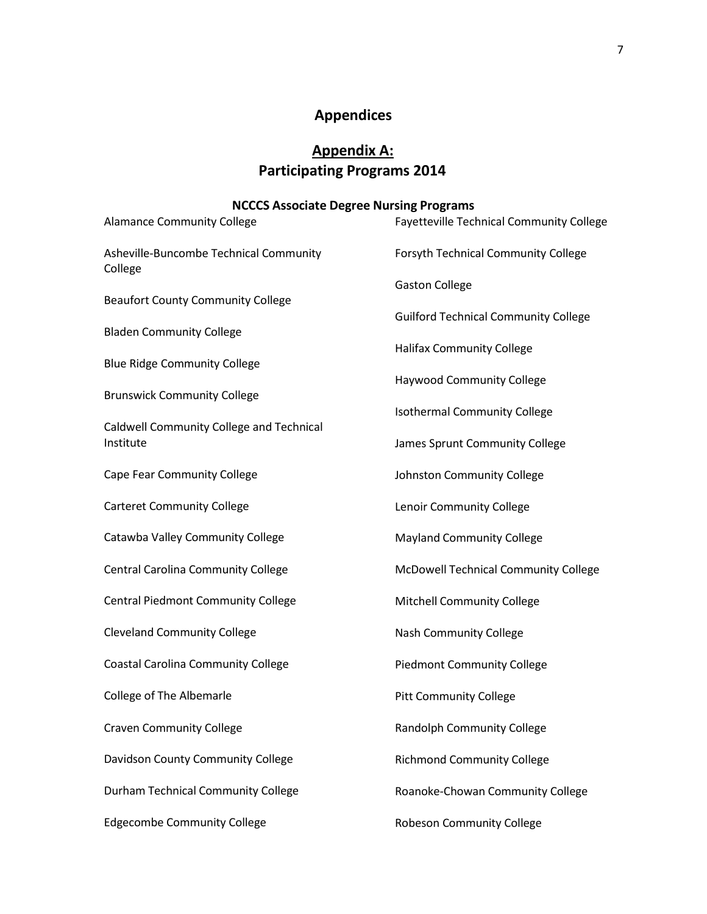# Appendices

## Appendix A:
## Participating Programs 2014

### NCCCS Associate Degree Nursing Programs

Alamance Community College

Asheville-Buncombe Technical Community College

Beaufort County Community College

Bladen Community College

Blue Ridge Community College

Brunswick Community College

Caldwell Community College and Technical Institute

Cape Fear Community College

Carteret Community College

Catawba Valley Community College

Central Carolina Community College

Central Piedmont Community College

Cleveland Community College

Coastal Carolina Community College

College of The Albemarle

Craven Community College

Davidson County Community College

Durham Technical Community College

Edgecombe Community College

Fayetteville Technical Community College

Forsyth Technical Community College

Gaston College

Guilford Technical Community College

Halifax Community College

Haywood Community College

Isothermal Community College

James Sprunt Community College

Johnston Community College

Lenoir Community College

Mayland Community College

McDowell Technical Community College

Mitchell Community College

Nash Community College

Piedmont Community College

Pitt Community College

Randolph Community College

Richmond Community College

Roanoke-Chowan Community College

Robeson Community College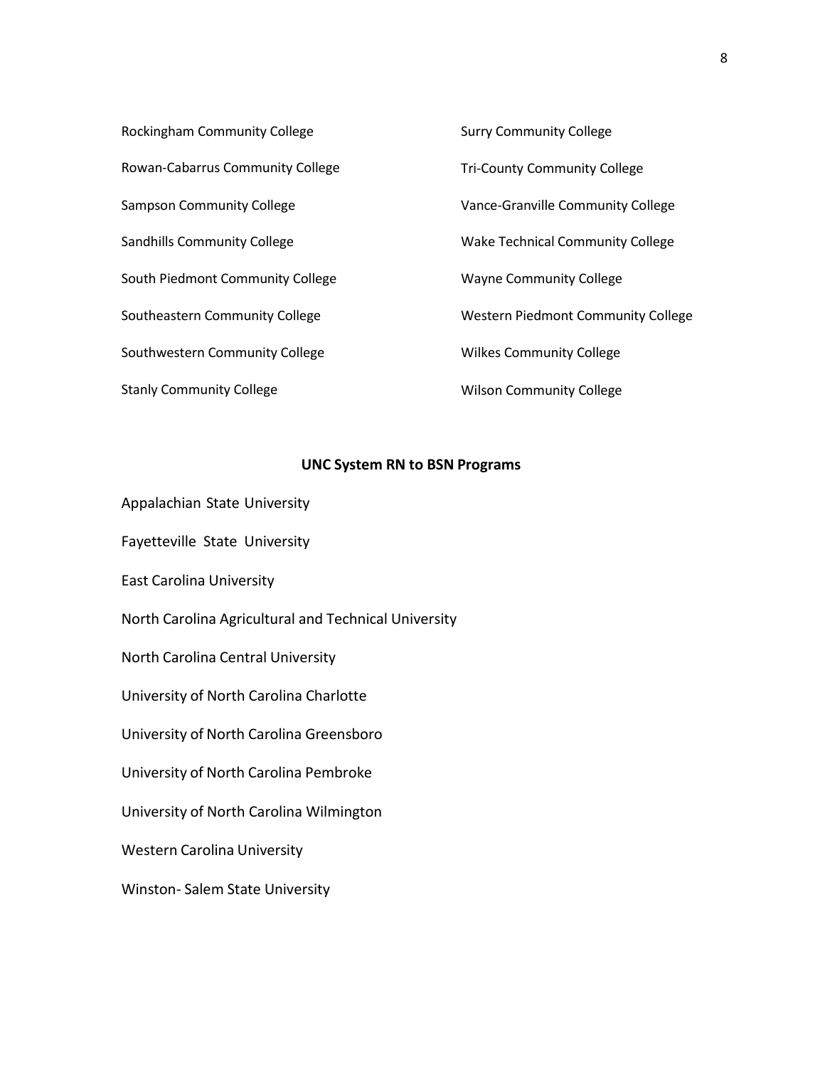Rockingham Community College

Rowan-Cabarrus Community College

Sampson Community College

Sandhills Community College

South Piedmont Community College

Southeastern Community College

Southwestern Community College

Stanly Community College

Surry Community College

Tri-County Community College

Vance-Granville Community College

Wake Technical Community College

Wayne Community College

Western Piedmont Community College

Wilkes Community College

Wilson Community College

**UNC System RN to BSN Programs**

Appalachian State University

Fayetteville State University

East Carolina University

North Carolina Agricultural and Technical University

North Carolina Central University

University of North Carolina Charlotte

University of North Carolina Greensboro

University of North Carolina Pembroke

University of North Carolina Wilmington

Western Carolina University

Winston- Salem State University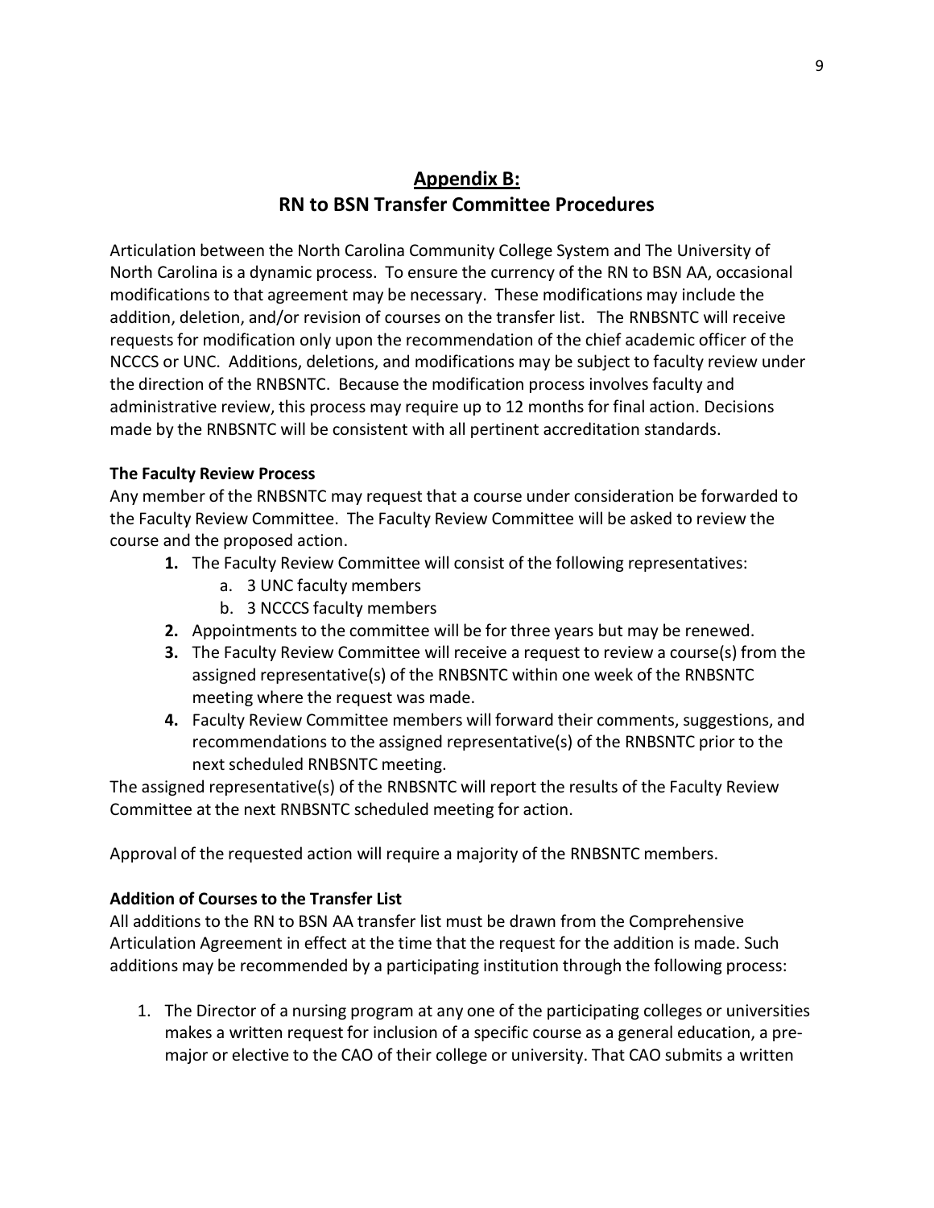# Appendix B: RN to BSN Transfer Committee Procedures

Articulation between the North Carolina Community College System and The University of North Carolina is a dynamic process. To ensure the currency of the RN to BSN AA, occasional modifications to that agreement may be necessary. These modifications may include the addition, deletion, and/or revision of courses on the transfer list. The RNBSNTC will receive requests for modification only upon the recommendation of the chief academic officer of the NCCCS or UNC. Additions, deletions, and modifications may be subject to faculty review under the direction of the RNBSNTC. Because the modification process involves faculty and administrative review, this process may require up to 12 months for final action. Decisions made by the RNBSNTC will be consistent with all pertinent accreditation standards.

**The Faculty Review Process**

Any member of the RNBSNTC may request that a course under consideration be forwarded to the Faculty Review Committee. The Faculty Review Committee will be asked to review the course and the proposed action.

1. The Faculty Review Committee will consist of the following representatives:
   a. 3 UNC faculty members
   b. 3 NCCCS faculty members
2. Appointments to the committee will be for three years but may be renewed.
3. The Faculty Review Committee will receive a request to review a course(s) from the assigned representative(s) of the RNBSNTC within one week of the RNBSNTC meeting where the request was made.
4. Faculty Review Committee members will forward their comments, suggestions, and recommendations to the assigned representative(s) of the RNBSNTC prior to the next scheduled RNBSNTC meeting.

The assigned representative(s) of the RNBSNTC will report the results of the Faculty Review Committee at the next RNBSNTC scheduled meeting for action.

Approval of the requested action will require a majority of the RNBSNTC members.

**Addition of Courses to the Transfer List**

All additions to the RN to BSN AA transfer list must be drawn from the Comprehensive Articulation Agreement in effect at the time that the request for the addition is made. Such additions may be recommended by a participating institution through the following process:

1. The Director of a nursing program at any one of the participating colleges or universities makes a written request for inclusion of a specific course as a general education, a pre-major or elective to the CAO of their college or university. That CAO submits a written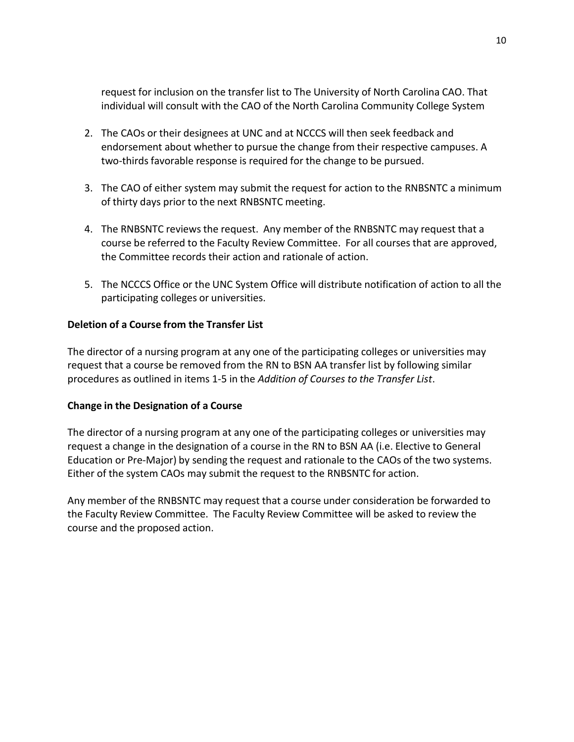request for inclusion on the transfer list to The University of North Carolina CAO. That individual will consult with the CAO of the North Carolina Community College System

2. The CAOs or their designees at UNC and at NCCCS will then seek feedback and endorsement about whether to pursue the change from their respective campuses. A two-thirds favorable response is required for the change to be pursued.

3. The CAO of either system may submit the request for action to the RNBSNTC a minimum of thirty days prior to the next RNBSNTC meeting.

4. The RNBSNTC reviews the request. Any member of the RNBSNTC may request that a course be referred to the Faculty Review Committee. For all courses that are approved, the Committee records their action and rationale of action.

5. The NCCCS Office or the UNC System Office will distribute notification of action to all the participating colleges or universities.

**Deletion of a Course from the Transfer List**

The director of a nursing program at any one of the participating colleges or universities may request that a course be removed from the RN to BSN AA transfer list by following similar procedures as outlined in items 1-5 in the *Addition of Courses to the Transfer List*.

**Change in the Designation of a Course**

The director of a nursing program at any one of the participating colleges or universities may request a change in the designation of a course in the RN to BSN AA (i.e. Elective to General Education or Pre-Major) by sending the request and rationale to the CAOs of the two systems. Either of the system CAOs may submit the request to the RNBSNTC for action.

Any member of the RNBSNTC may request that a course under consideration be forwarded to the Faculty Review Committee. The Faculty Review Committee will be asked to review the course and the proposed action.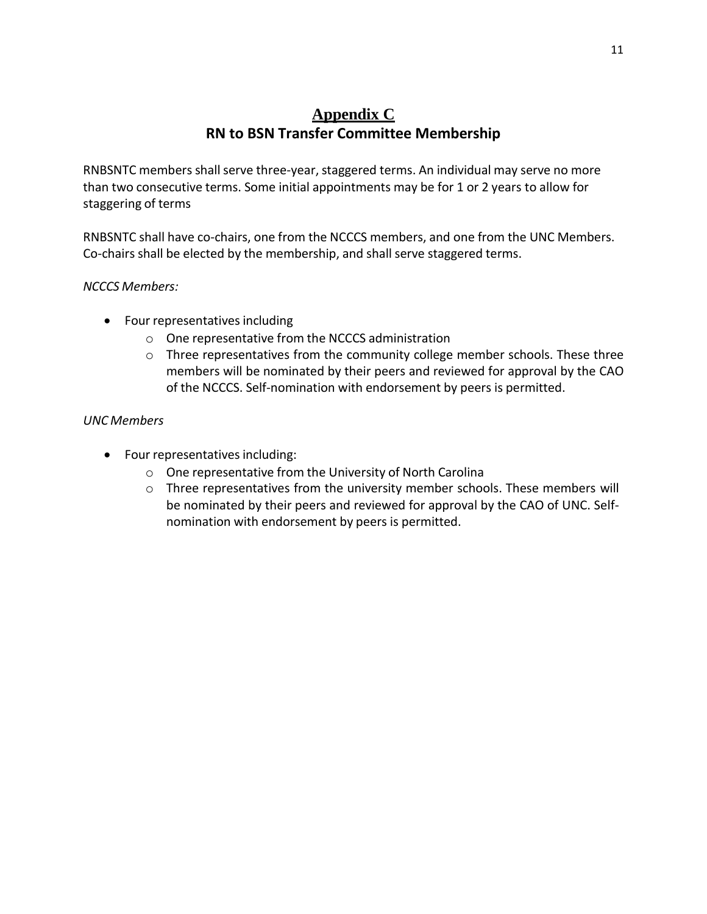# Appendix C

## RN to BSN Transfer Committee Membership

RNBSNTC members shall serve three-year, staggered terms. An individual may serve no more than two consecutive terms. Some initial appointments may be for 1 or 2 years to allow for staggering of terms

RNBSNTC shall have co-chairs, one from the NCCCS members, and one from the UNC Members. Co-chairs shall be elected by the membership, and shall serve staggered terms.

*NCCCS Members:*

- Four representatives including
  - One representative from the NCCCS administration
  - Three representatives from the community college member schools. These three members will be nominated by their peers and reviewed for approval by the CAO of the NCCCS. Self-nomination with endorsement by peers is permitted.

*UNC Members*

- Four representatives including:
  - One representative from the University of North Carolina
  - Three representatives from the university member schools. These members will be nominated by their peers and reviewed for approval by the CAO of UNC. Self-nomination with endorsement by peers is permitted.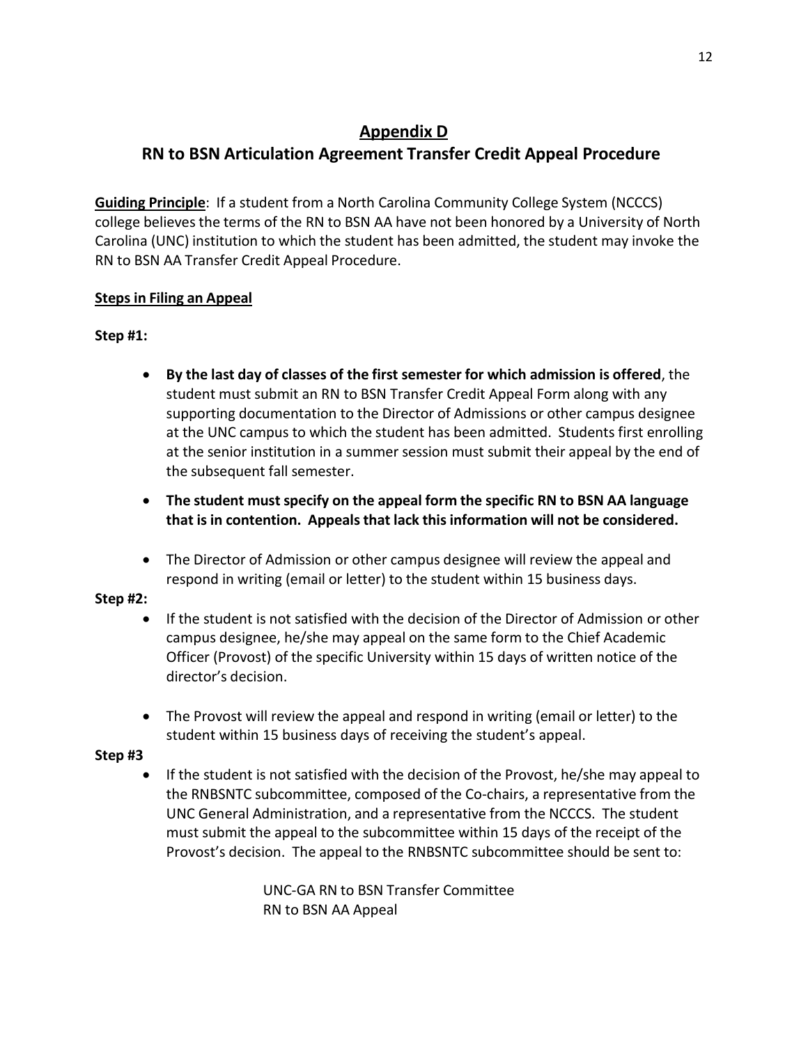## Appendix D

## RN to BSN Articulation Agreement Transfer Credit Appeal Procedure

**Guiding Principle**: If a student from a North Carolina Community College System (NCCCS) college believes the terms of the RN to BSN AA have not been honored by a University of North Carolina (UNC) institution to which the student has been admitted, the student may invoke the RN to BSN AA Transfer Credit Appeal Procedure.

**Steps in Filing an Appeal**

**Step #1:**

- **By the last day of classes of the first semester for which admission is offered**, the student must submit an RN to BSN Transfer Credit Appeal Form along with any supporting documentation to the Director of Admissions or other campus designee at the UNC campus to which the student has been admitted. Students first enrolling at the senior institution in a summer session must submit their appeal by the end of the subsequent fall semester.
- **The student must specify on the appeal form the specific RN to BSN AA language that is in contention. Appeals that lack this information will not be considered.**
- The Director of Admission or other campus designee will review the appeal and respond in writing (email or letter) to the student within 15 business days.

**Step #2:**

- If the student is not satisfied with the decision of the Director of Admission or other campus designee, he/she may appeal on the same form to the Chief Academic Officer (Provost) of the specific University within 15 days of written notice of the director's decision.
- The Provost will review the appeal and respond in writing (email or letter) to the student within 15 business days of receiving the student's appeal.

**Step #3**

- If the student is not satisfied with the decision of the Provost, he/she may appeal to the RNBSNTC subcommittee, composed of the Co-chairs, a representative from the UNC General Administration, and a representative from the NCCCS. The student must submit the appeal to the subcommittee within 15 days of the receipt of the Provost's decision. The appeal to the RNBSNTC subcommittee should be sent to:

  UNC-GA RN to BSN Transfer Committee
  RN to BSN AA Appeal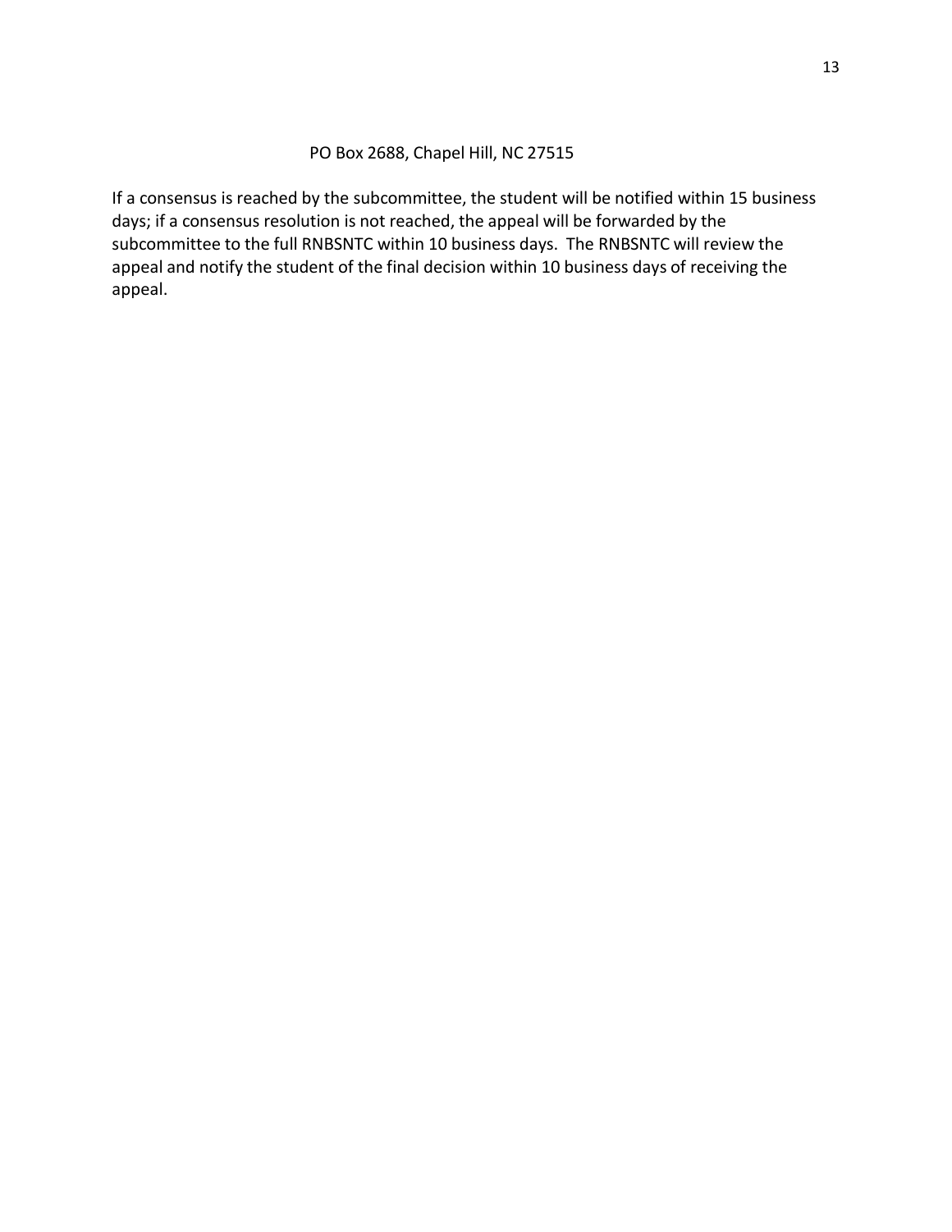PO Box 2688, Chapel Hill, NC 27515

If a consensus is reached by the subcommittee, the student will be notified within 15 business days; if a consensus resolution is not reached, the appeal will be forwarded by the subcommittee to the full RNBSNTC within 10 business days. The RNBSNTC will review the appeal and notify the student of the final decision within 10 business days of receiving the appeal.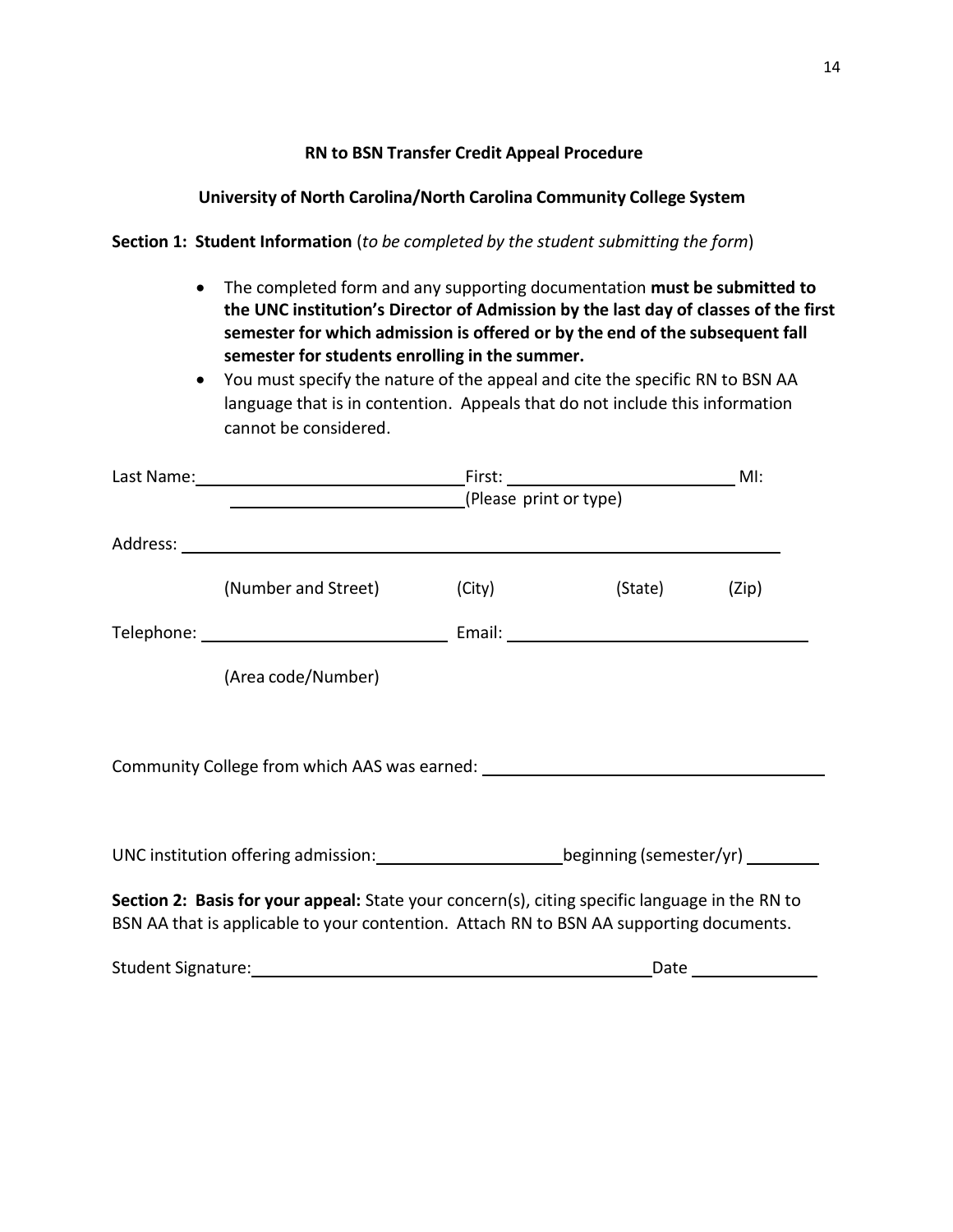**RN to BSN Transfer Credit Appeal Procedure**

**University of North Carolina/North Carolina Community College System**

**Section 1: Student Information** (*to be completed by the student submitting the form*)

- The completed form and any supporting documentation **must be submitted to the UNC institution's Director of Admission by the last day of classes of the first semester for which admission is offered or by the end of the subsequent fall semester for students enrolling in the summer.**
- You must specify the nature of the appeal and cite the specific RN to BSN AA language that is in contention. Appeals that do not include this information cannot be considered.

Last Name: ______________________________ First: __________________________ MI: ____________________________ (Please print or type)

Address: ____________________________________________________________________

(Number and Street) (City) (State) (Zip)

Telephone: ____________________________ Email: ___________________________________

(Area code/Number)

Community College from which AAS was earned: ______________________________________

UNC institution offering admission: ______________________ beginning (semester/yr) _________

**Section 2: Basis for your appeal:** State your concern(s), citing specific language in the RN to BSN AA that is applicable to your contention. Attach RN to BSN AA supporting documents.

Student Signature: ______________________________________________ Date ______________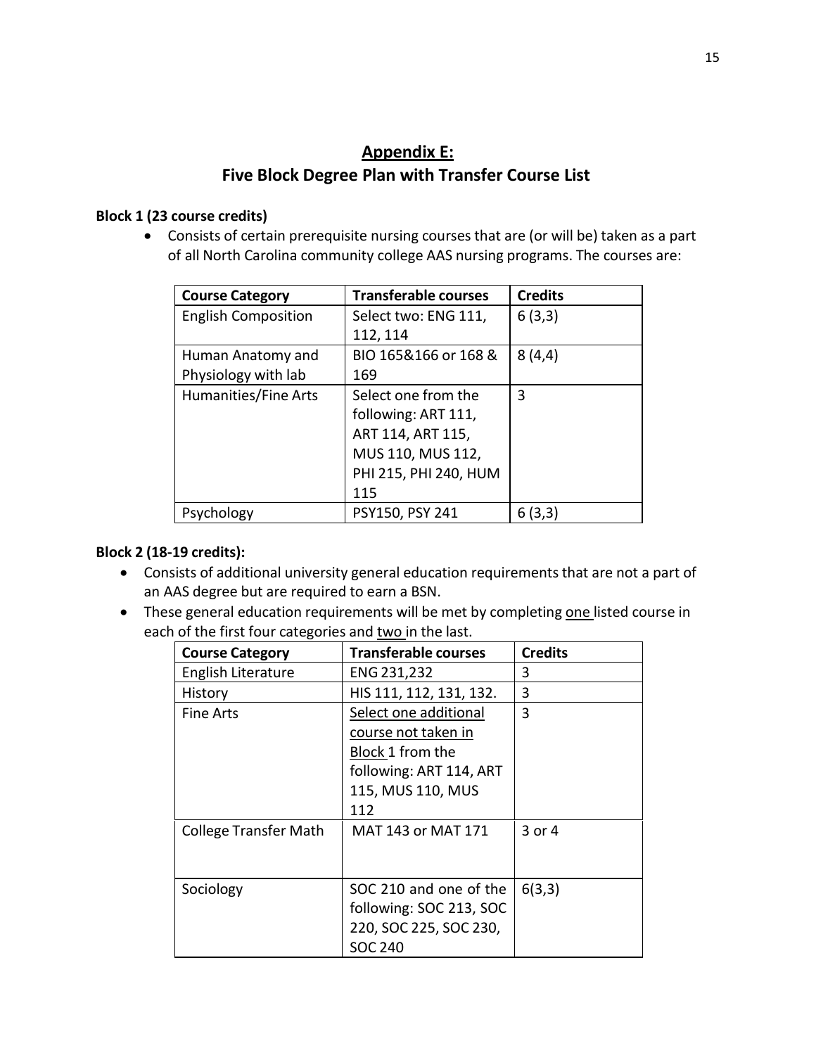## Appendix E: Five Block Degree Plan with Transfer Course List

**Block 1 (23 course credits)**

- Consists of certain prerequisite nursing courses that are (or will be) taken as a part of all North Carolina community college AAS nursing programs. The courses are:

| Course Category | Transferable courses | Credits |
|---|---|---|
| English Composition | Select two: ENG 111, 112, 114 | 6 (3,3) |
| Human Anatomy and Physiology with lab | BIO 165&166 or 168 & 169 | 8 (4,4) |
| Humanities/Fine Arts | Select one from the following: ART 111, ART 114, ART 115, MUS 110, MUS 112, PHI 215, PHI 240, HUM 115 | 3 |
| Psychology | PSY150, PSY 241 | 6 (3,3) |

**Block 2 (18-19 credits):**

- Consists of additional university general education requirements that are not a part of an AAS degree but are required to earn a BSN.
- These general education requirements will be met by completing one listed course in each of the first four categories and two in the last.

| Course Category | Transferable courses | Credits |
|---|---|---|
| English Literature | ENG 231,232 | 3 |
| History | HIS 111, 112, 131, 132. | 3 |
| Fine Arts | Select one additional course not taken in Block 1 from the following: ART 114, ART 115, MUS 110, MUS 112 | 3 |
| College Transfer Math | MAT 143 or MAT 171 | 3 or 4 |
| Sociology | SOC 210 and one of the following: SOC 213, SOC 220, SOC 225, SOC 230, SOC 240 | 6(3,3) |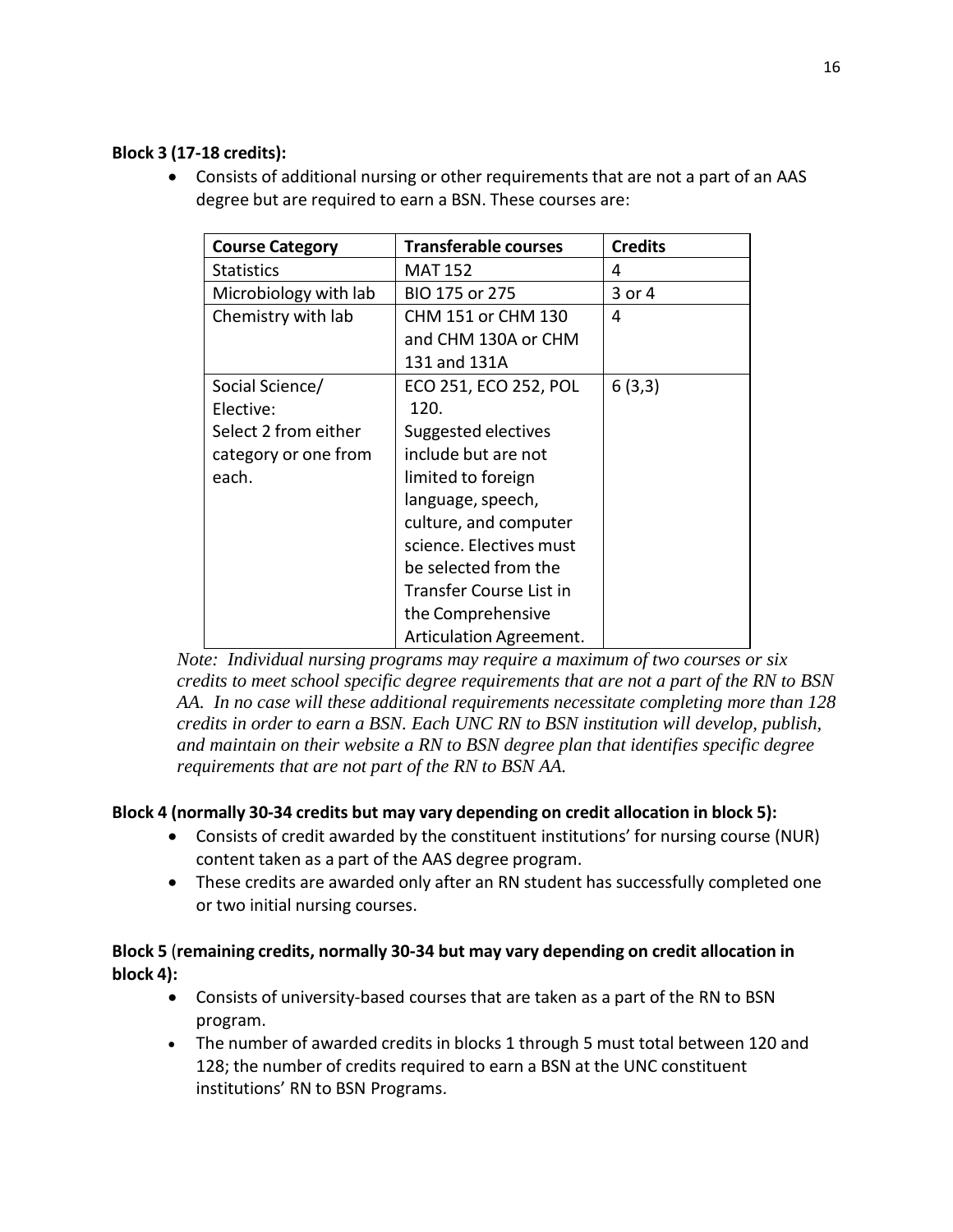**Block 3 (17-18 credits):**

- Consists of additional nursing or other requirements that are not a part of an AAS degree but are required to earn a BSN. These courses are:

| Course Category | Transferable courses | Credits |
|---|---|---|
| Statistics | MAT 152 | 4 |
| Microbiology with lab | BIO 175 or 275 | 3 or 4 |
| Chemistry with lab | CHM 151 or CHM 130 and CHM 130A or CHM 131 and 131A | 4 |
| Social Science/ Elective: Select 2 from either category or one from each. | ECO 251, ECO 252, POL 120. Suggested electives include but are not limited to foreign language, speech, culture, and computer science. Electives must be selected from the Transfer Course List in the Comprehensive Articulation Agreement. | 6 (3,3) |

*Note: Individual nursing programs may require a maximum of two courses or six credits to meet school specific degree requirements that are not a part of the RN to BSN AA. In no case will these additional requirements necessitate completing more than 128 credits in order to earn a BSN. Each UNC RN to BSN institution will develop, publish, and maintain on their website a RN to BSN degree plan that identifies specific degree requirements that are not part of the RN to BSN AA.*

**Block 4 (normally 30-34 credits but may vary depending on credit allocation in block 5):**

- Consists of credit awarded by the constituent institutions' for nursing course (NUR) content taken as a part of the AAS degree program.
- These credits are awarded only after an RN student has successfully completed one or two initial nursing courses.

**Block 5 (remaining credits, normally 30-34 but may vary depending on credit allocation in block 4):**

- Consists of university-based courses that are taken as a part of the RN to BSN program.
- The number of awarded credits in blocks 1 through 5 must total between 120 and 128; the number of credits required to earn a BSN at the UNC constituent institutions' RN to BSN Programs.